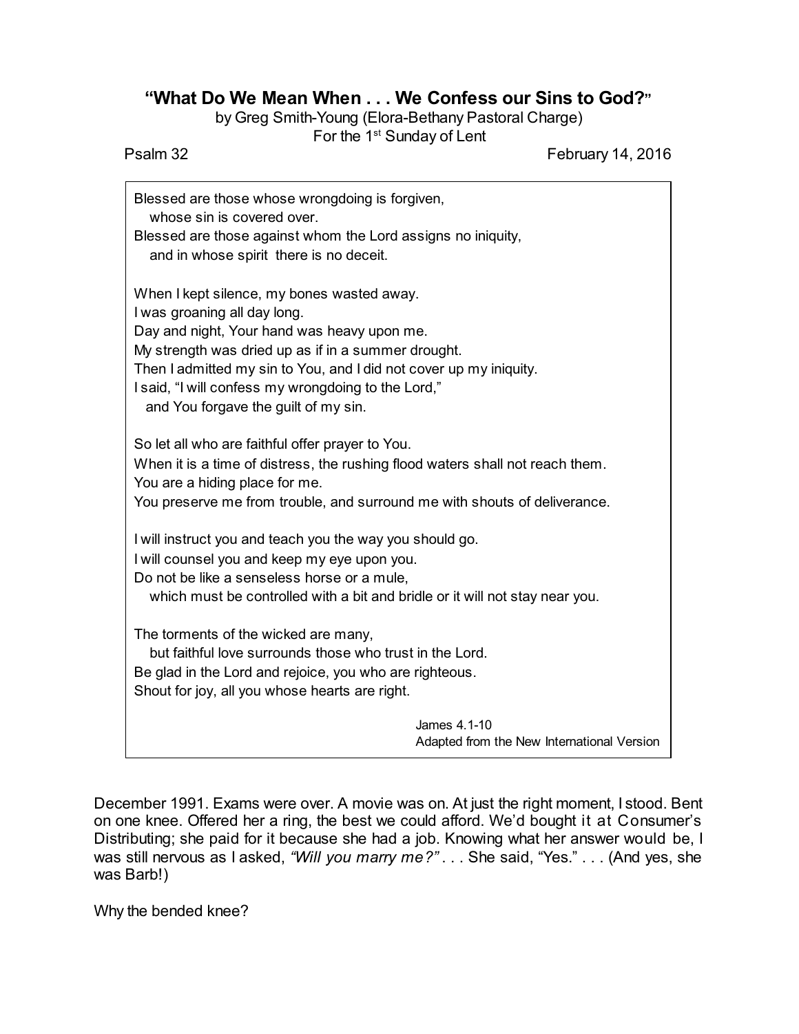# "What Do We Mean When . . . We Confess our Sins to God?"

by Greg Smith-Young (Elora-Bethany Pastoral Charge)
For the 1st Sunday of Lent

Psalm 32 February 14, 2016

> Blessed are those whose wrongdoing is forgiven,
> whose sin is covered over.
> Blessed are those against whom the Lord assigns no iniquity,
> and in whose spirit there is no deceit.
>
> When I kept silence, my bones wasted away.
> I was groaning all day long.
> Day and night, Your hand was heavy upon me.
> My strength was dried up as if in a summer drought.
> Then I admitted my sin to You, and I did not cover up my iniquity.
> I said, "I will confess my wrongdoing to the Lord,"
> and You forgave the guilt of my sin.
>
> So let all who are faithful offer prayer to You.
> When it is a time of distress, the rushing flood waters shall not reach them.
> You are a hiding place for me.
> You preserve me from trouble, and surround me with shouts of deliverance.
>
> I will instruct you and teach you the way you should go.
> I will counsel you and keep my eye upon you.
> Do not be like a senseless horse or a mule,
> which must be controlled with a bit and bridle or it will not stay near you.
>
> The torments of the wicked are many,
> but faithful love surrounds those who trust in the Lord.
> Be glad in the Lord and rejoice, you who are righteous.
> Shout for joy, all you whose hearts are right.
>
> James 4.1-10
> Adapted from the New International Version

December 1991. Exams were over. A movie was on. At just the right moment, I stood. Bent on one knee. Offered her a ring, the best we could afford. We'd bought it at Consumer's Distributing; she paid for it because she had a job. Knowing what her answer would be, I was still nervous as I asked, *"Will you marry me?"* . . . She said, "Yes." . . . (And yes, she was Barb!)

Why the bended knee?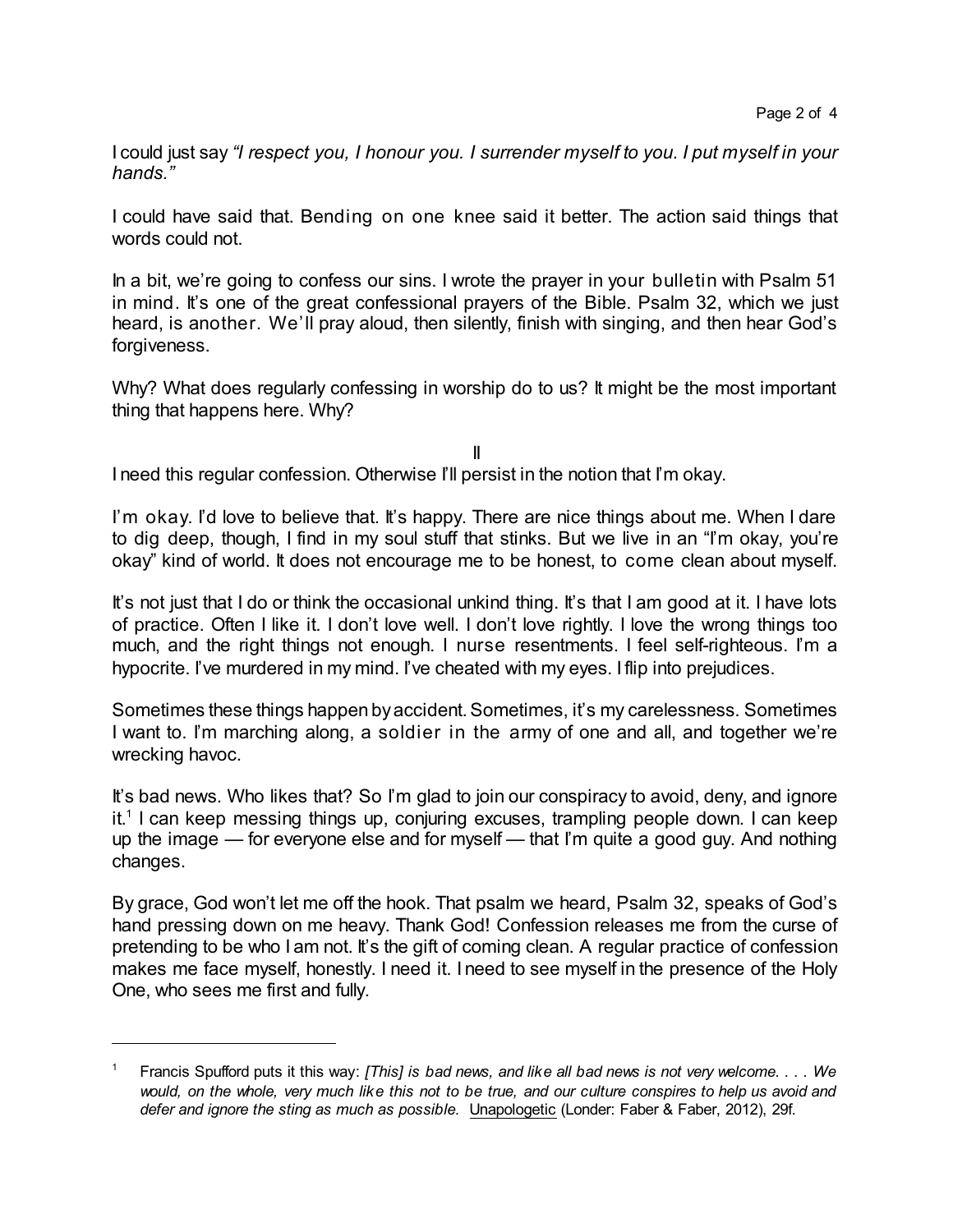I could just say *"I respect you, I honour you. I surrender myself to you. I put myself in your hands."*

I could have said that. Bending on one knee said it better. The action said things that words could not.

In a bit, we're going to confess our sins. I wrote the prayer in your bulletin with Psalm 51 in mind. It's one of the great confessional prayers of the Bible. Psalm 32, which we just heard, is another. We'll pray aloud, then silently, finish with singing, and then hear God's forgiveness.

Why? What does regularly confessing in worship do to us? It might be the most important thing that happens here. Why?

II

I need this regular confession. Otherwise I'll persist in the notion that I'm okay.

I'm okay. I'd love to believe that. It's happy. There are nice things about me. When I dare to dig deep, though, I find in my soul stuff that stinks. But we live in an "I'm okay, you're okay" kind of world. It does not encourage me to be honest, to come clean about myself.

It's not just that I do or think the occasional unkind thing. It's that I am good at it. I have lots of practice. Often I like it. I don't love well. I don't love rightly. I love the wrong things too much, and the right things not enough. I nurse resentments. I feel self-righteous. I'm a hypocrite. I've murdered in my mind. I've cheated with my eyes. I flip into prejudices.

Sometimes these things happen by accident. Sometimes, it's my carelessness. Sometimes I want to. I'm marching along, a soldier in the army of one and all, and together we're wrecking havoc.

It's bad news. Who likes that? So I'm glad to join our conspiracy to avoid, deny, and ignore it.[1] I can keep messing things up, conjuring excuses, trampling people down. I can keep up the image — for everyone else and for myself — that I'm quite a good guy. And nothing changes.

By grace, God won't let me off the hook. That psalm we heard, Psalm 32, speaks of God's hand pressing down on me heavy. Thank God! Confession releases me from the curse of pretending to be who I am not. It's the gift of coming clean. A regular practice of confession makes me face myself, honestly. I need it. I need to see myself in the presence of the Holy One, who sees me first and fully.

---

[1] Francis Spufford puts it this way: *[This] is bad news, and like all bad news is not very welcome. . . . We would, on the whole, very much like this not to be true, and our culture conspires to help us avoid and defer and ignore the sting as much as possible.* Unapologetic (Londer: Faber & Faber, 2012), 29f.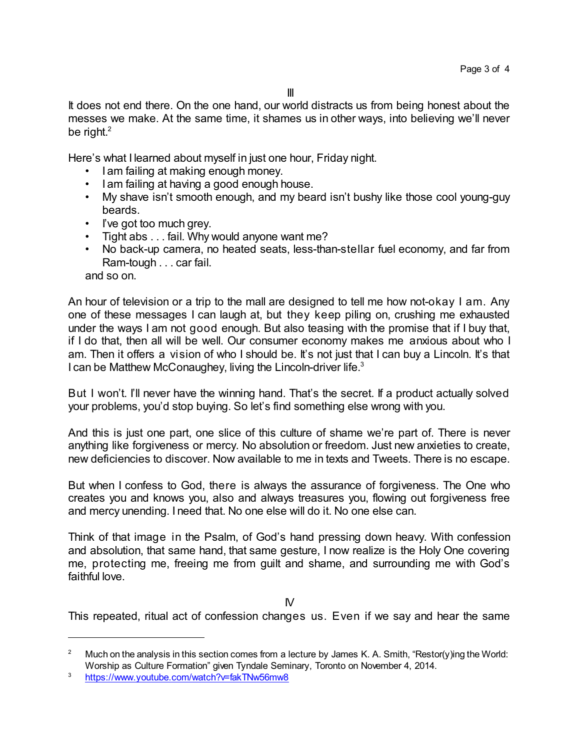III

It does not end there. On the one hand, our world distracts us from being honest about the messes we make. At the same time, it shames us in other ways, into believing we'll never be right.[2]

Here's what I learned about myself in just one hour, Friday night.

- I am failing at making enough money.
- I am failing at having a good enough house.
- My shave isn't smooth enough, and my beard isn't bushy like those cool young-guy beards.
- I've got too much grey.
- Tight abs . . . fail. Why would anyone want me?
- No back-up camera, no heated seats, less-than-stellar fuel economy, and far from Ram-tough . . . car fail.

and so on.

An hour of television or a trip to the mall are designed to tell me how not-okay I am. Any one of these messages I can laugh at, but they keep piling on, crushing me exhausted under the ways I am not good enough. But also teasing with the promise that if I buy that, if I do that, then all will be well. Our consumer economy makes me anxious about who I am. Then it offers a vision of who I should be. It's not just that I can buy a Lincoln. It's that I can be Matthew McConaughey, living the Lincoln-driver life.[3]

But I won't. I'll never have the winning hand. That's the secret. If a product actually solved your problems, you'd stop buying. So let's find something else wrong with you.

And this is just one part, one slice of this culture of shame we're part of. There is never anything like forgiveness or mercy. No absolution or freedom. Just new anxieties to create, new deficiencies to discover. Now available to me in texts and Tweets. There is no escape.

But when I confess to God, there is always the assurance of forgiveness. The One who creates you and knows you, also and always treasures you, flowing out forgiveness free and mercy unending. I need that. No one else will do it. No one else can.

Think of that image in the Psalm, of God's hand pressing down heavy. With confession and absolution, that same hand, that same gesture, I now realize is the Holy One covering me, protecting me, freeing me from guilt and shame, and surrounding me with God's faithful love.

IV

This repeated, ritual act of confession changes us. Even if we say and hear the same

---

[2] Much on the analysis in this section comes from a lecture by James K. A. Smith, "Restor(y)ing the World: Worship as Culture Formation" given Tyndale Seminary, Toronto on November 4, 2014.

[3] https://www.youtube.com/watch?v=fakTNw56mw8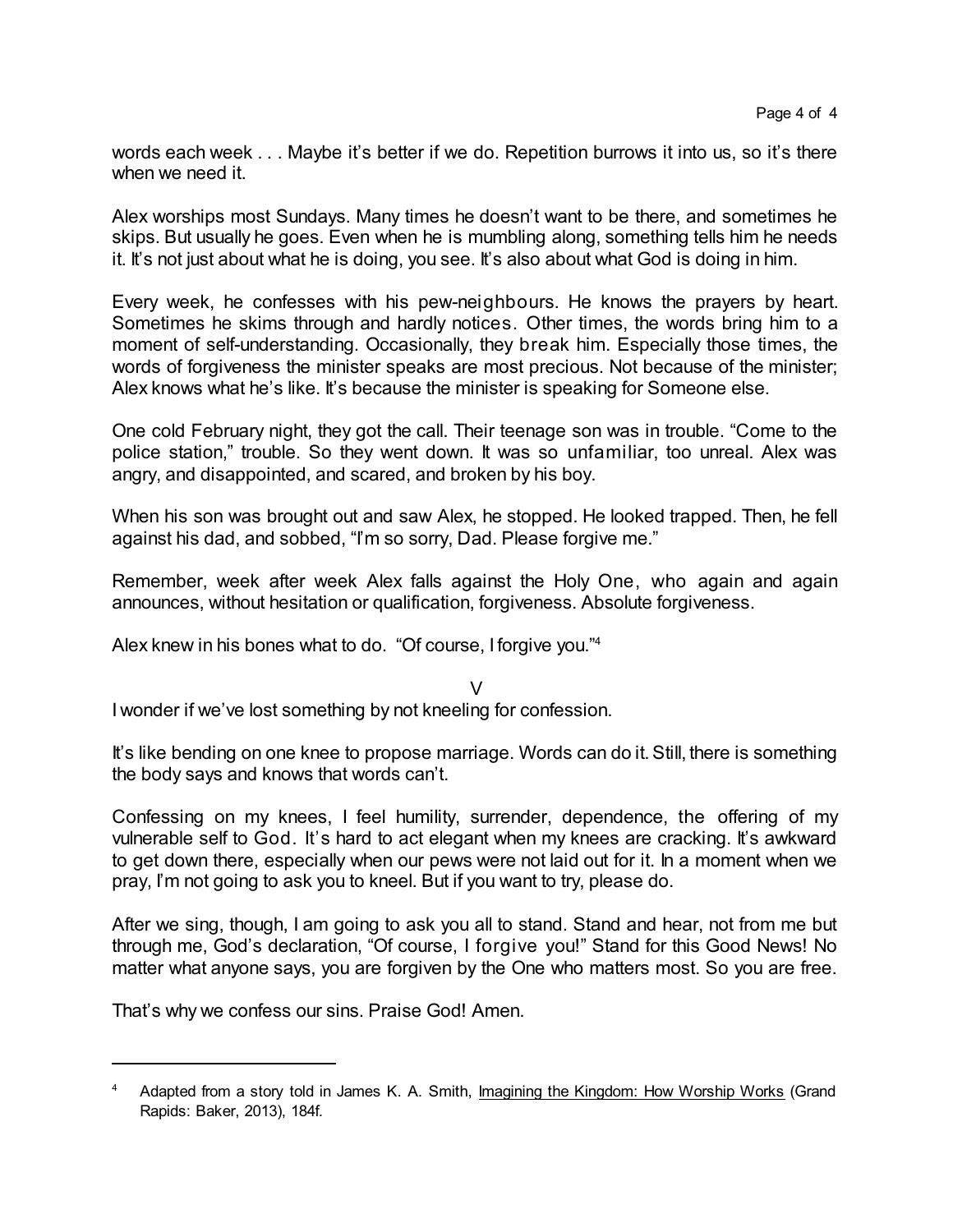words each week . . . Maybe it's better if we do. Repetition burrows it into us, so it's there when we need it.

Alex worships most Sundays. Many times he doesn't want to be there, and sometimes he skips. But usually he goes. Even when he is mumbling along, something tells him he needs it. It's not just about what he is doing, you see. It's also about what God is doing in him.

Every week, he confesses with his pew-neighbours. He knows the prayers by heart. Sometimes he skims through and hardly notices. Other times, the words bring him to a moment of self-understanding. Occasionally, they break him. Especially those times, the words of forgiveness the minister speaks are most precious. Not because of the minister; Alex knows what he's like. It's because the minister is speaking for Someone else.

One cold February night, they got the call. Their teenage son was in trouble. "Come to the police station," trouble. So they went down. It was so unfamiliar, too unreal. Alex was angry, and disappointed, and scared, and broken by his boy.

When his son was brought out and saw Alex, he stopped. He looked trapped. Then, he fell against his dad, and sobbed, "I'm so sorry, Dad. Please forgive me."

Remember, week after week Alex falls against the Holy One, who again and again announces, without hesitation or qualification, forgiveness. Absolute forgiveness.

Alex knew in his bones what to do. "Of course, I forgive you."[4]

## V

I wonder if we've lost something by not kneeling for confession.

It's like bending on one knee to propose marriage. Words can do it. Still, there is something the body says and knows that words can't.

Confessing on my knees, I feel humility, surrender, dependence, the offering of my vulnerable self to God. It's hard to act elegant when my knees are cracking. It's awkward to get down there, especially when our pews were not laid out for it. In a moment when we pray, I'm not going to ask you to kneel. But if you want to try, please do.

After we sing, though, I am going to ask you all to stand. Stand and hear, not from me but through me, God's declaration, "Of course, I forgive you!" Stand for this Good News! No matter what anyone says, you are forgiven by the One who matters most. So you are free.

That's why we confess our sins. Praise God! Amen.

---

[4] Adapted from a story told in James K. A. Smith, Imagining the Kingdom: How Worship Works (Grand Rapids: Baker, 2013), 184f.